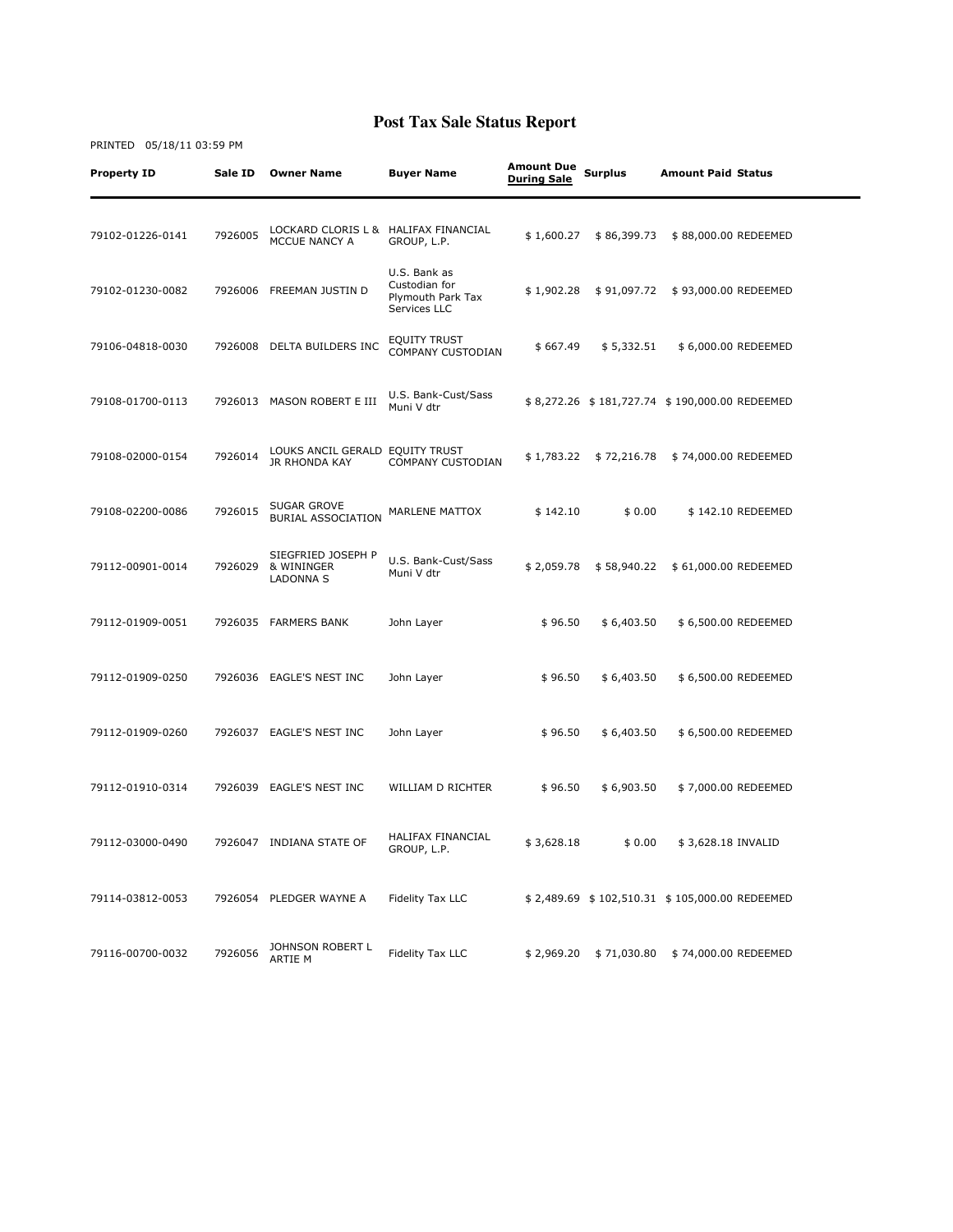# Post Tax Sale Status Report

PRINTED 05/18/11 03:59 PM

| Property ID | Sale ID | Owner Name | Buyer Name | Amount Due During Sale | Surplus | Amount Paid | Status |
|---|---|---|---|---|---|---|---|
| 79102-01226-0141 | 7926005 | LOCKARD CLORIS L & MCCUE NANCY A | HALIFAX FINANCIAL GROUP, L.P. | $ 1,600.27 | $ 86,399.73 | $ 88,000.00 | REDEEMED |
| 79102-01230-0082 | 7926006 | FREEMAN JUSTIN D | U.S. Bank as Custodian for Plymouth Park Tax Services LLC | $ 1,902.28 | $ 91,097.72 | $ 93,000.00 | REDEEMED |
| 79106-04818-0030 | 7926008 | DELTA BUILDERS INC | EQUITY TRUST COMPANY CUSTODIAN | $ 667.49 | $ 5,332.51 | $ 6,000.00 | REDEEMED |
| 79108-01700-0113 | 7926013 | MASON ROBERT E III | U.S. Bank-Cust/Sass Muni V dtr | $ 8,272.26 | $ 181,727.74 | $ 190,000.00 | REDEEMED |
| 79108-02000-0154 | 7926014 | LOUKS ANCIL GERALD JR RHONDA KAY | EQUITY TRUST COMPANY CUSTODIAN | $ 1,783.22 | $ 72,216.78 | $ 74,000.00 | REDEEMED |
| 79108-02200-0086 | 7926015 | SUGAR GROVE BURIAL ASSOCIATION | MARLENE MATTOX | $ 142.10 | $ 0.00 | $ 142.10 | REDEEMED |
| 79112-00901-0014 | 7926029 | SIEGFRIED JOSEPH P & WININGER LADONNA S | U.S. Bank-Cust/Sass Muni V dtr | $ 2,059.78 | $ 58,940.22 | $ 61,000.00 | REDEEMED |
| 79112-01909-0051 | 7926035 | FARMERS BANK | John Layer | $ 96.50 | $ 6,403.50 | $ 6,500.00 | REDEEMED |
| 79112-01909-0250 | 7926036 | EAGLE'S NEST INC | John Layer | $ 96.50 | $ 6,403.50 | $ 6,500.00 | REDEEMED |
| 79112-01909-0260 | 7926037 | EAGLE'S NEST INC | John Layer | $ 96.50 | $ 6,403.50 | $ 6,500.00 | REDEEMED |
| 79112-01910-0314 | 7926039 | EAGLE'S NEST INC | WILLIAM D RICHTER | $ 96.50 | $ 6,903.50 | $ 7,000.00 | REDEEMED |
| 79112-03000-0490 | 7926047 | INDIANA STATE OF | HALIFAX FINANCIAL GROUP, L.P. | $ 3,628.18 | $ 0.00 | $ 3,628.18 | INVALID |
| 79114-03812-0053 | 7926054 | PLEDGER WAYNE A | Fidelity Tax LLC | $ 2,489.69 | $ 102,510.31 | $ 105,000.00 | REDEEMED |
| 79116-00700-0032 | 7926056 | JOHNSON ROBERT L ARTIE M | Fidelity Tax LLC | $ 2,969.20 | $ 71,030.80 | $ 74,000.00 | REDEEMED |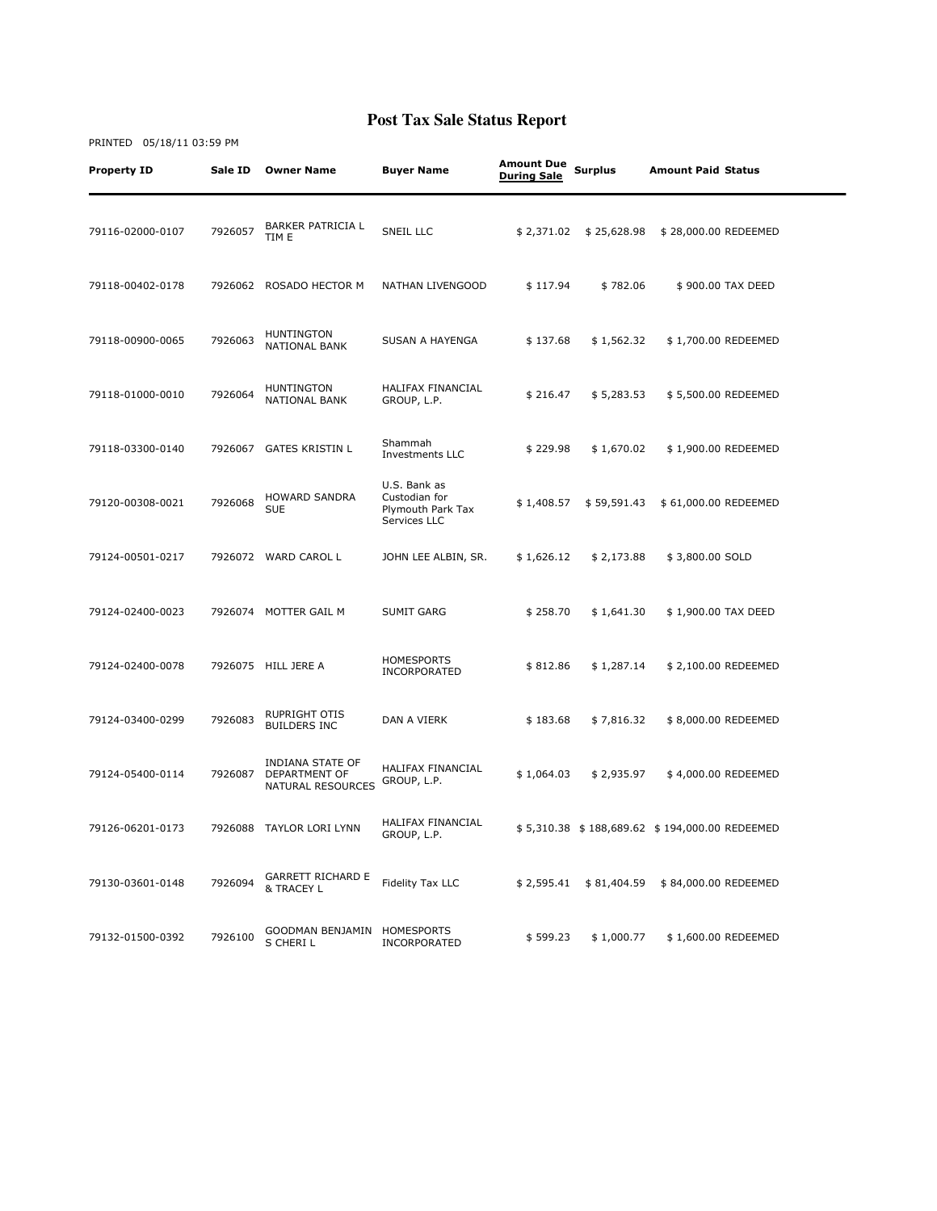# Post Tax Sale Status Report

PRINTED 05/18/11 03:59 PM

| Property ID | Sale ID | Owner Name | Buyer Name | Amount Due During Sale | Surplus | Amount Paid | Status |
|---|---|---|---|---|---|---|---|
| 79116-02000-0107 | 7926057 | BARKER PATRICIA L TIM E | SNEIL LLC | $ 2,371.02 | $ 25,628.98 | $ 28,000.00 | REDEEMED |
| 79118-00402-0178 | 7926062 | ROSADO HECTOR M | NATHAN LIVENGOOD | $ 117.94 | $ 782.06 | $ 900.00 | TAX DEED |
| 79118-00900-0065 | 7926063 | HUNTINGTON NATIONAL BANK | SUSAN A HAYENGA | $ 137.68 | $ 1,562.32 | $ 1,700.00 | REDEEMED |
| 79118-01000-0010 | 7926064 | HUNTINGTON NATIONAL BANK | HALIFAX FINANCIAL GROUP, L.P. | $ 216.47 | $ 5,283.53 | $ 5,500.00 | REDEEMED |
| 79118-03300-0140 | 7926067 | GATES KRISTIN L | Shammah Investments LLC | $ 229.98 | $ 1,670.02 | $ 1,900.00 | REDEEMED |
| 79120-00308-0021 | 7926068 | HOWARD SANDRA SUE | U.S. Bank as Custodian for Plymouth Park Tax Services LLC | $ 1,408.57 | $ 59,591.43 | $ 61,000.00 | REDEEMED |
| 79124-00501-0217 | 7926072 | WARD CAROL L | JOHN LEE ALBIN, SR. | $ 1,626.12 | $ 2,173.88 | $ 3,800.00 | SOLD |
| 79124-02400-0023 | 7926074 | MOTTER GAIL M | SUMIT GARG | $ 258.70 | $ 1,641.30 | $ 1,900.00 | TAX DEED |
| 79124-02400-0078 | 7926075 | HILL JERE A | HOMESPORTS INCORPORATED | $ 812.86 | $ 1,287.14 | $ 2,100.00 | REDEEMED |
| 79124-03400-0299 | 7926083 | RUPRIGHT OTIS BUILDERS INC | DAN A VIERK | $ 183.68 | $ 7,816.32 | $ 8,000.00 | REDEEMED |
| 79124-05400-0114 | 7926087 | INDIANA STATE OF DEPARTMENT OF NATURAL RESOURCES | HALIFAX FINANCIAL GROUP, L.P. | $ 1,064.03 | $ 2,935.97 | $ 4,000.00 | REDEEMED |
| 79126-06201-0173 | 7926088 | TAYLOR LORI LYNN | HALIFAX FINANCIAL GROUP, L.P. | $ 5,310.38 | $ 188,689.62 | $ 194,000.00 | REDEEMED |
| 79130-03601-0148 | 7926094 | GARRETT RICHARD E & TRACEY L | Fidelity Tax LLC | $ 2,595.41 | $ 81,404.59 | $ 84,000.00 | REDEEMED |
| 79132-01500-0392 | 7926100 | GOODMAN BENJAMIN S CHERI L | HOMESPORTS INCORPORATED | $ 599.23 | $ 1,000.77 | $ 1,600.00 | REDEEMED |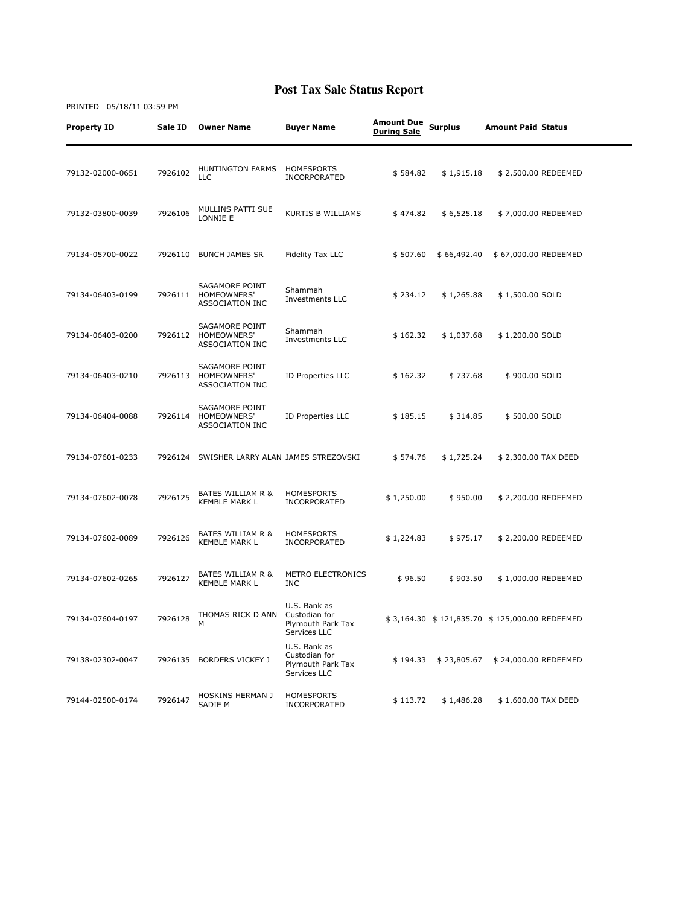# Post Tax Sale Status Report

PRINTED 05/18/11 03:59 PM

| Property ID | Sale ID | Owner Name | Buyer Name | Amount Due During Sale | Surplus | Amount Paid | Status |
|---|---|---|---|---|---|---|---|
| 79132-02000-0651 | 7926102 | HUNTINGTON FARMS LLC | HOMESPORTS INCORPORATED | $ 584.82 | $ 1,915.18 | $ 2,500.00 | REDEEMED |
| 79132-03800-0039 | 7926106 | MULLINS PATTI SUE LONNIE E | KURTIS B WILLIAMS | $ 474.82 | $ 6,525.18 | $ 7,000.00 | REDEEMED |
| 79134-05700-0022 | 7926110 | BUNCH JAMES SR | Fidelity Tax LLC | $ 507.60 | $ 66,492.40 | $ 67,000.00 | REDEEMED |
| 79134-06403-0199 | 7926111 | SAGAMORE POINT HOMEOWNERS' ASSOCIATION INC | Shammah Investments LLC | $ 234.12 | $ 1,265.88 | $ 1,500.00 | SOLD |
| 79134-06403-0200 | 7926112 | SAGAMORE POINT HOMEOWNERS' ASSOCIATION INC | Shammah Investments LLC | $ 162.32 | $ 1,037.68 | $ 1,200.00 | SOLD |
| 79134-06403-0210 | 7926113 | SAGAMORE POINT HOMEOWNERS' ASSOCIATION INC | ID Properties LLC | $ 162.32 | $ 737.68 | $ 900.00 | SOLD |
| 79134-06404-0088 | 7926114 | SAGAMORE POINT HOMEOWNERS' ASSOCIATION INC | ID Properties LLC | $ 185.15 | $ 314.85 | $ 500.00 | SOLD |
| 79134-07601-0233 | 7926124 | SWISHER LARRY ALAN | JAMES STREZOVSKI | $ 574.76 | $ 1,725.24 | $ 2,300.00 | TAX DEED |
| 79134-07602-0078 | 7926125 | BATES WILLIAM R & KEMBLE MARK L | HOMESPORTS INCORPORATED | $ 1,250.00 | $ 950.00 | $ 2,200.00 | REDEEMED |
| 79134-07602-0089 | 7926126 | BATES WILLIAM R & KEMBLE MARK L | HOMESPORTS INCORPORATED | $ 1,224.83 | $ 975.17 | $ 2,200.00 | REDEEMED |
| 79134-07602-0265 | 7926127 | BATES WILLIAM R & KEMBLE MARK L | METRO ELECTRONICS INC | $ 96.50 | $ 903.50 | $ 1,000.00 | REDEEMED |
| 79134-07604-0197 | 7926128 | THOMAS RICK D ANN M | U.S. Bank as Custodian for Plymouth Park Tax Services LLC | $ 3,164.30 | $ 121,835.70 | $ 125,000.00 | REDEEMED |
| 79138-02302-0047 | 7926135 | BORDERS VICKEY J | U.S. Bank as Custodian for Plymouth Park Tax Services LLC | $ 194.33 | $ 23,805.67 | $ 24,000.00 | REDEEMED |
| 79144-02500-0174 | 7926147 | HOSKINS HERMAN J SADIE M | HOMESPORTS INCORPORATED | $ 113.72 | $ 1,486.28 | $ 1,600.00 | TAX DEED |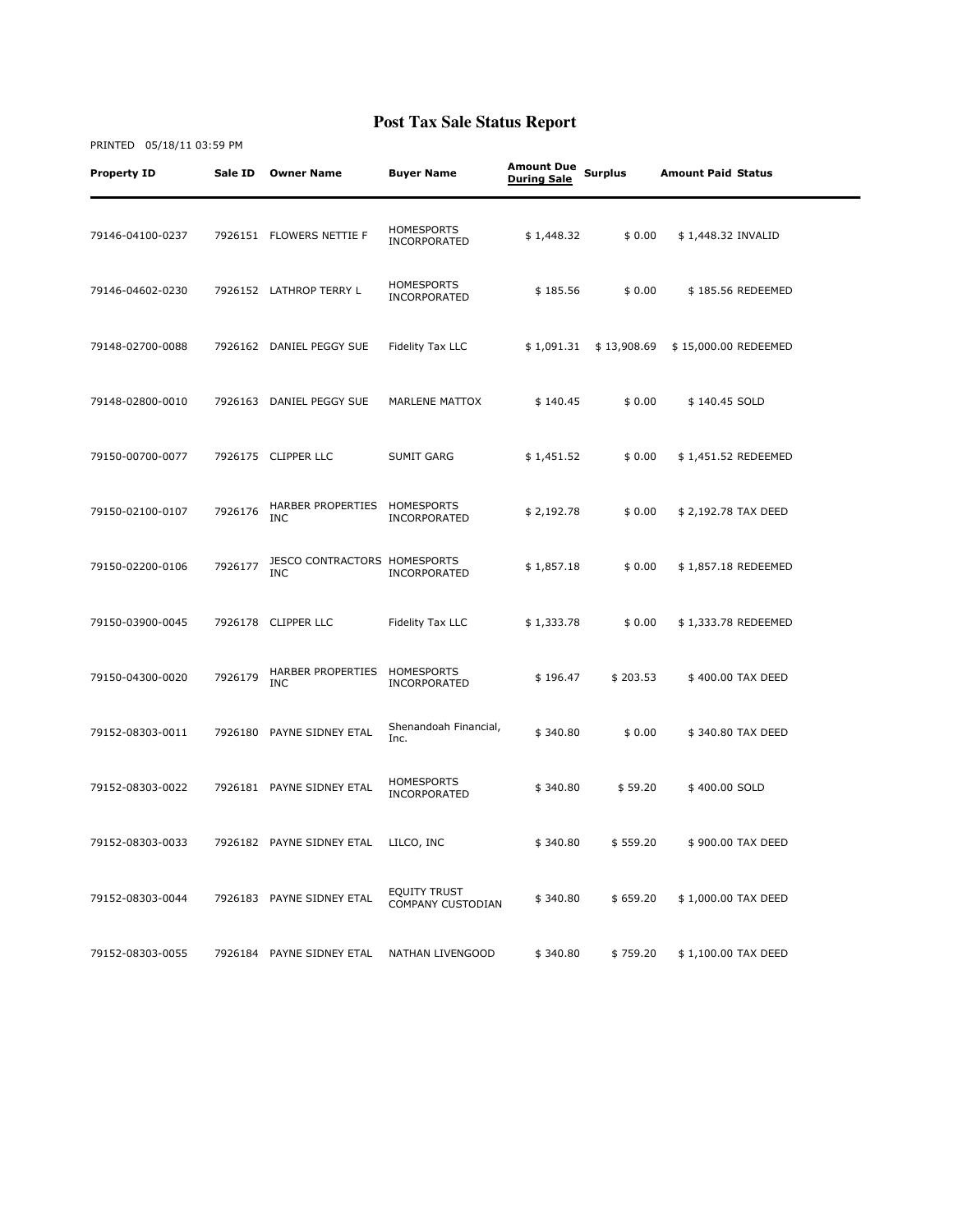# Post Tax Sale Status Report

PRINTED 05/18/11 03:59 PM

| Property ID | Sale ID | Owner Name | Buyer Name | Amount Due During Sale | Surplus | Amount Paid | Status |
|---|---|---|---|---|---|---|---|
| 79146-04100-0237 | 7926151 | FLOWERS NETTIE F | HOMESPORTS INCORPORATED | $ 1,448.32 | $ 0.00 | $ 1,448.32 | INVALID |
| 79146-04602-0230 | 7926152 | LATHROP TERRY L | HOMESPORTS INCORPORATED | $ 185.56 | $ 0.00 | $ 185.56 | REDEEMED |
| 79148-02700-0088 | 7926162 | DANIEL PEGGY SUE | Fidelity Tax LLC | $ 1,091.31 | $ 13,908.69 | $ 15,000.00 | REDEEMED |
| 79148-02800-0010 | 7926163 | DANIEL PEGGY SUE | MARLENE MATTOX | $ 140.45 | $ 0.00 | $ 140.45 | SOLD |
| 79150-00700-0077 | 7926175 | CLIPPER LLC | SUMIT GARG | $ 1,451.52 | $ 0.00 | $ 1,451.52 | REDEEMED |
| 79150-02100-0107 | 7926176 | HARBER PROPERTIES INC | HOMESPORTS INCORPORATED | $ 2,192.78 | $ 0.00 | $ 2,192.78 | TAX DEED |
| 79150-02200-0106 | 7926177 | JESCO CONTRACTORS INC | HOMESPORTS INCORPORATED | $ 1,857.18 | $ 0.00 | $ 1,857.18 | REDEEMED |
| 79150-03900-0045 | 7926178 | CLIPPER LLC | Fidelity Tax LLC | $ 1,333.78 | $ 0.00 | $ 1,333.78 | REDEEMED |
| 79150-04300-0020 | 7926179 | HARBER PROPERTIES INC | HOMESPORTS INCORPORATED | $ 196.47 | $ 203.53 | $ 400.00 | TAX DEED |
| 79152-08303-0011 | 7926180 | PAYNE SIDNEY ETAL | Shenandoah Financial, Inc. | $ 340.80 | $ 0.00 | $ 340.80 | TAX DEED |
| 79152-08303-0022 | 7926181 | PAYNE SIDNEY ETAL | HOMESPORTS INCORPORATED | $ 340.80 | $ 59.20 | $ 400.00 | SOLD |
| 79152-08303-0033 | 7926182 | PAYNE SIDNEY ETAL | LILCO, INC | $ 340.80 | $ 559.20 | $ 900.00 | TAX DEED |
| 79152-08303-0044 | 7926183 | PAYNE SIDNEY ETAL | EQUITY TRUST COMPANY CUSTODIAN | $ 340.80 | $ 659.20 | $ 1,000.00 | TAX DEED |
| 79152-08303-0055 | 7926184 | PAYNE SIDNEY ETAL | NATHAN LIVENGOOD | $ 340.80 | $ 759.20 | $ 1,100.00 | TAX DEED |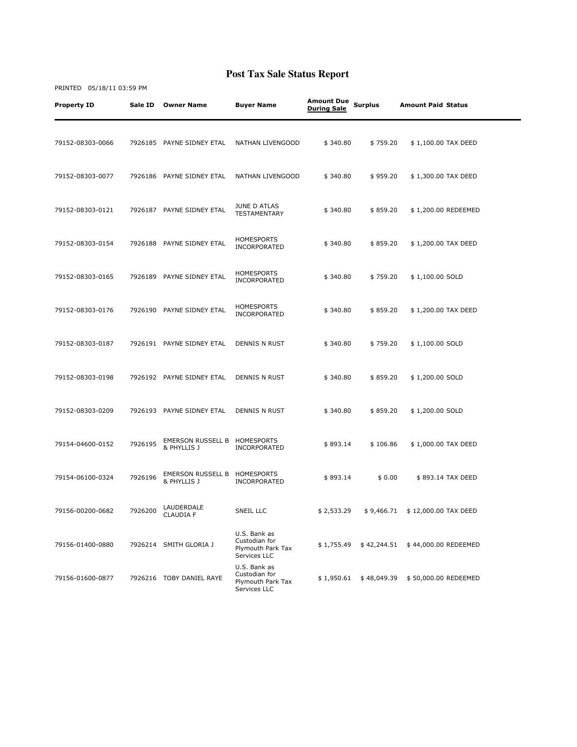# Post Tax Sale Status Report

PRINTED 05/18/11 03:59 PM

| Property ID | Sale ID | Owner Name | Buyer Name | Amount Due During Sale | Surplus | Amount Paid | Status |
|---|---|---|---|---|---|---|---|
| 79152-08303-0066 | 7926185 | PAYNE SIDNEY ETAL | NATHAN LIVENGOOD | $ 340.80 | $ 759.20 | $ 1,100.00 | TAX DEED |
| 79152-08303-0077 | 7926186 | PAYNE SIDNEY ETAL | NATHAN LIVENGOOD | $ 340.80 | $ 959.20 | $ 1,300.00 | TAX DEED |
| 79152-08303-0121 | 7926187 | PAYNE SIDNEY ETAL | JUNE D ATLAS TESTAMENTARY | $ 340.80 | $ 859.20 | $ 1,200.00 | REDEEMED |
| 79152-08303-0154 | 7926188 | PAYNE SIDNEY ETAL | HOMESPORTS INCORPORATED | $ 340.80 | $ 859.20 | $ 1,200.00 | TAX DEED |
| 79152-08303-0165 | 7926189 | PAYNE SIDNEY ETAL | HOMESPORTS INCORPORATED | $ 340.80 | $ 759.20 | $ 1,100.00 | SOLD |
| 79152-08303-0176 | 7926190 | PAYNE SIDNEY ETAL | HOMESPORTS INCORPORATED | $ 340.80 | $ 859.20 | $ 1,200.00 | TAX DEED |
| 79152-08303-0187 | 7926191 | PAYNE SIDNEY ETAL | DENNIS N RUST | $ 340.80 | $ 759.20 | $ 1,100.00 | SOLD |
| 79152-08303-0198 | 7926192 | PAYNE SIDNEY ETAL | DENNIS N RUST | $ 340.80 | $ 859.20 | $ 1,200.00 | SOLD |
| 79152-08303-0209 | 7926193 | PAYNE SIDNEY ETAL | DENNIS N RUST | $ 340.80 | $ 859.20 | $ 1,200.00 | SOLD |
| 79154-04600-0152 | 7926195 | EMERSON RUSSELL B & PHYLLIS J | HOMESPORTS INCORPORATED | $ 893.14 | $ 106.86 | $ 1,000.00 | TAX DEED |
| 79154-06100-0324 | 7926196 | EMERSON RUSSELL B & PHYLLIS J | HOMESPORTS INCORPORATED | $ 893.14 | $ 0.00 | $ 893.14 | TAX DEED |
| 79156-00200-0682 | 7926200 | LAUDERDALE CLAUDIA F | SNEIL LLC | $ 2,533.29 | $ 9,466.71 | $ 12,000.00 | TAX DEED |
| 79156-01400-0880 | 7926214 | SMITH GLORIA J | U.S. Bank as Custodian for Plymouth Park Tax Services LLC | $ 1,755.49 | $ 42,244.51 | $ 44,000.00 | REDEEMED |
| 79156-01600-0877 | 7926216 | TOBY DANIEL RAYE | U.S. Bank as Custodian for Plymouth Park Tax Services LLC | $ 1,950.61 | $ 48,049.39 | $ 50,000.00 | REDEEMED |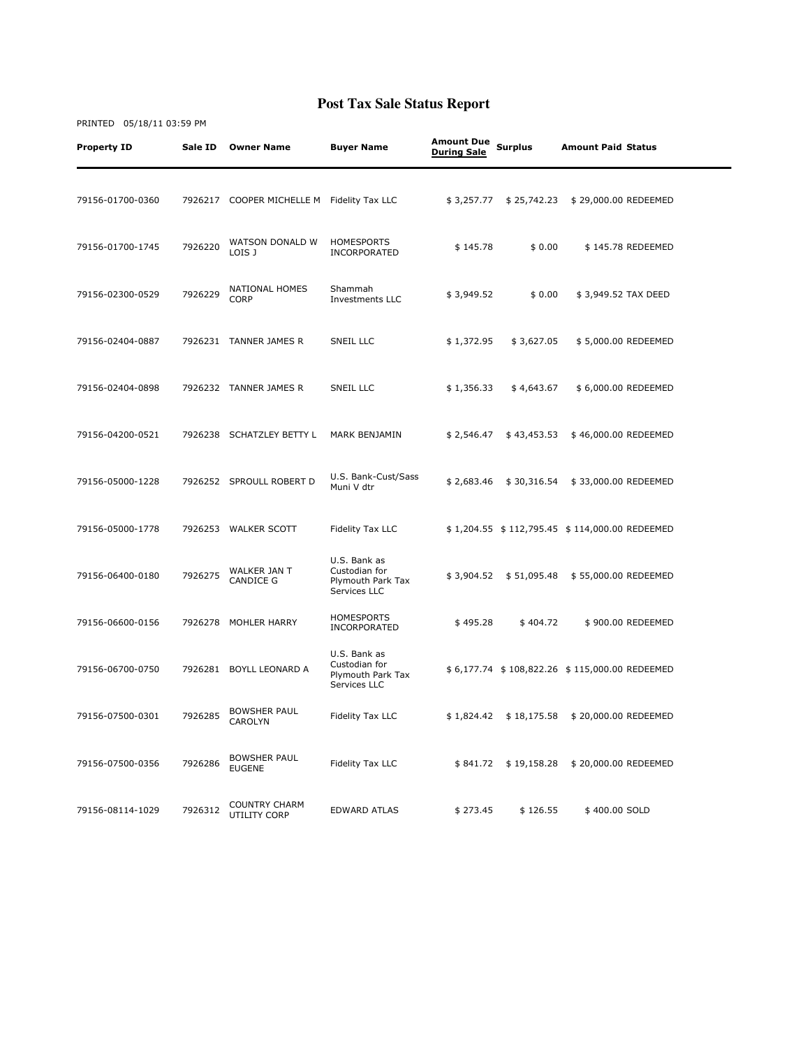# Post Tax Sale Status Report

PRINTED 05/18/11 03:59 PM

| Property ID | Sale ID | Owner Name | Buyer Name | Amount Due During Sale | Surplus | Amount Paid | Status |
|---|---|---|---|---|---|---|---|
| 79156-01700-0360 | 7926217 | COOPER MICHELLE M | Fidelity Tax LLC | $ 3,257.77 | $ 25,742.23 | $ 29,000.00 | REDEEMED |
| 79156-01700-1745 | 7926220 | WATSON DONALD W LOIS J | HOMESPORTS INCORPORATED | $ 145.78 | $ 0.00 | $ 145.78 | REDEEMED |
| 79156-02300-0529 | 7926229 | NATIONAL HOMES CORP | Shammah Investments LLC | $ 3,949.52 | $ 0.00 | $ 3,949.52 | TAX DEED |
| 79156-02404-0887 | 7926231 | TANNER JAMES R | SNEIL LLC | $ 1,372.95 | $ 3,627.05 | $ 5,000.00 | REDEEMED |
| 79156-02404-0898 | 7926232 | TANNER JAMES R | SNEIL LLC | $ 1,356.33 | $ 4,643.67 | $ 6,000.00 | REDEEMED |
| 79156-04200-0521 | 7926238 | SCHATZLEY BETTY L | MARK BENJAMIN | $ 2,546.47 | $ 43,453.53 | $ 46,000.00 | REDEEMED |
| 79156-05000-1228 | 7926252 | SPROULL ROBERT D | U.S. Bank-Cust/Sass Muni V dtr | $ 2,683.46 | $ 30,316.54 | $ 33,000.00 | REDEEMED |
| 79156-05000-1778 | 7926253 | WALKER SCOTT | Fidelity Tax LLC | $ 1,204.55 | $ 112,795.45 | $ 114,000.00 | REDEEMED |
| 79156-06400-0180 | 7926275 | WALKER JAN T CANDICE G | U.S. Bank as Custodian for Plymouth Park Tax Services LLC | $ 3,904.52 | $ 51,095.48 | $ 55,000.00 | REDEEMED |
| 79156-06600-0156 | 7926278 | MOHLER HARRY | HOMESPORTS INCORPORATED | $ 495.28 | $ 404.72 | $ 900.00 | REDEEMED |
| 79156-06700-0750 | 7926281 | BOYLL LEONARD A | U.S. Bank as Custodian for Plymouth Park Tax Services LLC | $ 6,177.74 | $ 108,822.26 | $ 115,000.00 | REDEEMED |
| 79156-07500-0301 | 7926285 | BOWSHER PAUL CAROLYN | Fidelity Tax LLC | $ 1,824.42 | $ 18,175.58 | $ 20,000.00 | REDEEMED |
| 79156-07500-0356 | 7926286 | BOWSHER PAUL EUGENE | Fidelity Tax LLC | $ 841.72 | $ 19,158.28 | $ 20,000.00 | REDEEMED |
| 79156-08114-1029 | 7926312 | COUNTRY CHARM UTILITY CORP | EDWARD ATLAS | $ 273.45 | $ 126.55 | $ 400.00 | SOLD |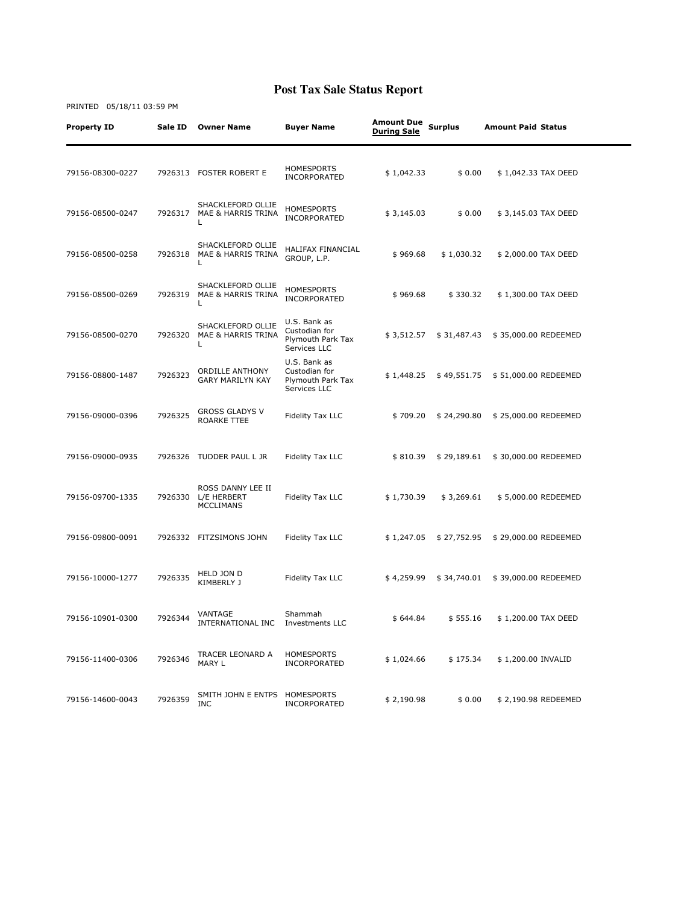# Post Tax Sale Status Report

PRINTED 05/18/11 03:59 PM

| Property ID | Sale ID | Owner Name | Buyer Name | Amount Due During Sale | Surplus | Amount Paid | Status |
|---|---|---|---|---|---|---|---|
| 79156-08300-0227 | 7926313 | FOSTER ROBERT E | HOMESPORTS INCORPORATED | $ 1,042.33 | $ 0.00 | $ 1,042.33 | TAX DEED |
| 79156-08500-0247 | 7926317 | SHACKLEFORD OLLIE MAE & HARRIS TRINA L | HOMESPORTS INCORPORATED | $ 3,145.03 | $ 0.00 | $ 3,145.03 | TAX DEED |
| 79156-08500-0258 | 7926318 | SHACKLEFORD OLLIE MAE & HARRIS TRINA L | HALIFAX FINANCIAL GROUP, L.P. | $ 969.68 | $ 1,030.32 | $ 2,000.00 | TAX DEED |
| 79156-08500-0269 | 7926319 | SHACKLEFORD OLLIE MAE & HARRIS TRINA L | HOMESPORTS INCORPORATED | $ 969.68 | $ 330.32 | $ 1,300.00 | TAX DEED |
| 79156-08500-0270 | 7926320 | SHACKLEFORD OLLIE MAE & HARRIS TRINA L | U.S. Bank as Custodian for Plymouth Park Tax Services LLC | $ 3,512.57 | $ 31,487.43 | $ 35,000.00 | REDEEMED |
| 79156-08800-1487 | 7926323 | ORDILLE ANTHONY GARY MARILYN KAY | U.S. Bank as Custodian for Plymouth Park Tax Services LLC | $ 1,448.25 | $ 49,551.75 | $ 51,000.00 | REDEEMED |
| 79156-09000-0396 | 7926325 | GROSS GLADYS V ROARKE TTEE | Fidelity Tax LLC | $ 709.20 | $ 24,290.80 | $ 25,000.00 | REDEEMED |
| 79156-09000-0935 | 7926326 | TUDDER PAUL L JR | Fidelity Tax LLC | $ 810.39 | $ 29,189.61 | $ 30,000.00 | REDEEMED |
| 79156-09700-1335 | 7926330 | ROSS DANNY LEE II L/E HERBERT MCCLIMANS | Fidelity Tax LLC | $ 1,730.39 | $ 3,269.61 | $ 5,000.00 | REDEEMED |
| 79156-09800-0091 | 7926332 | FITZSIMONS JOHN | Fidelity Tax LLC | $ 1,247.05 | $ 27,752.95 | $ 29,000.00 | REDEEMED |
| 79156-10000-1277 | 7926335 | HELD JON D KIMBERLY J | Fidelity Tax LLC | $ 4,259.99 | $ 34,740.01 | $ 39,000.00 | REDEEMED |
| 79156-10901-0300 | 7926344 | VANTAGE INTERNATIONAL INC | Shammah Investments LLC | $ 644.84 | $ 555.16 | $ 1,200.00 | TAX DEED |
| 79156-11400-0306 | 7926346 | TRACER LEONARD A MARY L | HOMESPORTS INCORPORATED | $ 1,024.66 | $ 175.34 | $ 1,200.00 | INVALID |
| 79156-14600-0043 | 7926359 | SMITH JOHN E ENTPS INC | HOMESPORTS INCORPORATED | $ 2,190.98 | $ 0.00 | $ 2,190.98 | REDEEMED |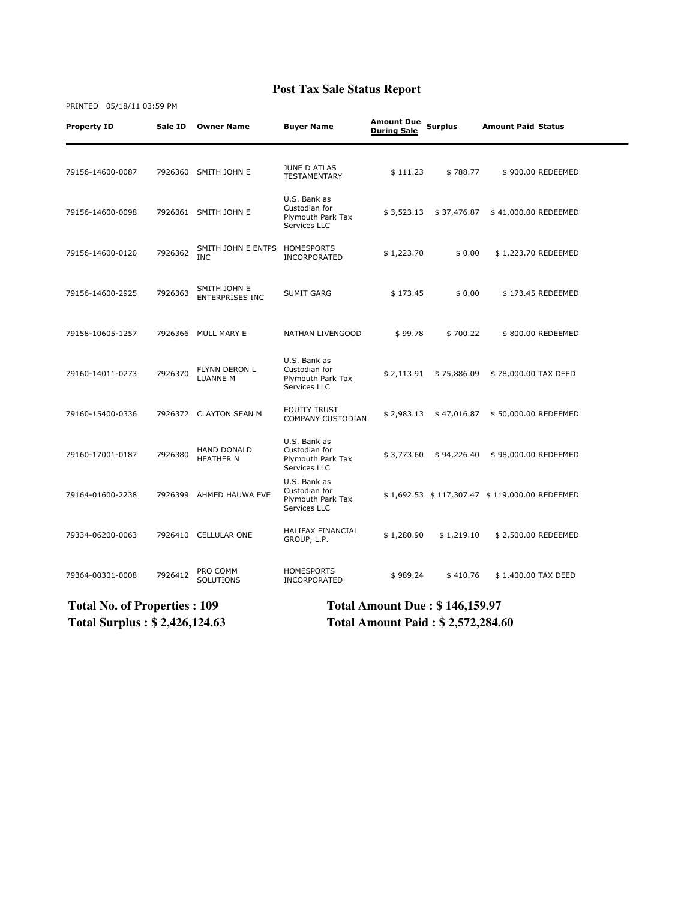# Post Tax Sale Status Report

PRINTED 05/18/11 03:59 PM

| Property ID | Sale ID | Owner Name | Buyer Name | Amount Due During Sale | Surplus | Amount Paid | Status |
|---|---|---|---|---|---|---|---|
| 79156-14600-0087 | 7926360 | SMITH JOHN E | JUNE D ATLAS TESTAMENTARY | $ 111.23 | $ 788.77 | $ 900.00 | REDEEMED |
| 79156-14600-0098 | 7926361 | SMITH JOHN E | U.S. Bank as Custodian for Plymouth Park Tax Services LLC | $ 3,523.13 | $ 37,476.87 | $ 41,000.00 | REDEEMED |
| 79156-14600-0120 | 7926362 | SMITH JOHN E ENTPS INC | HOMESPORTS INCORPORATED | $ 1,223.70 | $ 0.00 | $ 1,223.70 | REDEEMED |
| 79156-14600-2925 | 7926363 | SMITH JOHN E ENTERPRISES INC | SUMIT GARG | $ 173.45 | $ 0.00 | $ 173.45 | REDEEMED |
| 79158-10605-1257 | 7926366 | MULL MARY E | NATHAN LIVENGOOD | $ 99.78 | $ 700.22 | $ 800.00 | REDEEMED |
| 79160-14011-0273 | 7926370 | FLYNN DERON L LUANNE M | U.S. Bank as Custodian for Plymouth Park Tax Services LLC | $ 2,113.91 | $ 75,886.09 | $ 78,000.00 | TAX DEED |
| 79160-15400-0336 | 7926372 | CLAYTON SEAN M | EQUITY TRUST COMPANY CUSTODIAN | $ 2,983.13 | $ 47,016.87 | $ 50,000.00 | REDEEMED |
| 79160-17001-0187 | 7926380 | HAND DONALD HEATHER N | U.S. Bank as Custodian for Plymouth Park Tax Services LLC | $ 3,773.60 | $ 94,226.40 | $ 98,000.00 | REDEEMED |
| 79164-01600-2238 | 7926399 | AHMED HAUWA EVE | U.S. Bank as Custodian for Plymouth Park Tax Services LLC | $ 1,692.53 | $ 117,307.47 | $ 119,000.00 | REDEEMED |
| 79334-06200-0063 | 7926410 | CELLULAR ONE | HALIFAX FINANCIAL GROUP, L.P. | $ 1,280.90 | $ 1,219.10 | $ 2,500.00 | REDEEMED |
| 79364-00301-0008 | 7926412 | PRO COMM SOLUTIONS | HOMESPORTS INCORPORATED | $ 989.24 | $ 410.76 | $ 1,400.00 | TAX DEED |

**Total No. of Properties : 109**

**Total Amount Due : $ 146,159.97**

**Total Surplus : $ 2,426,124.63**

**Total Amount Paid : $ 2,572,284.60**